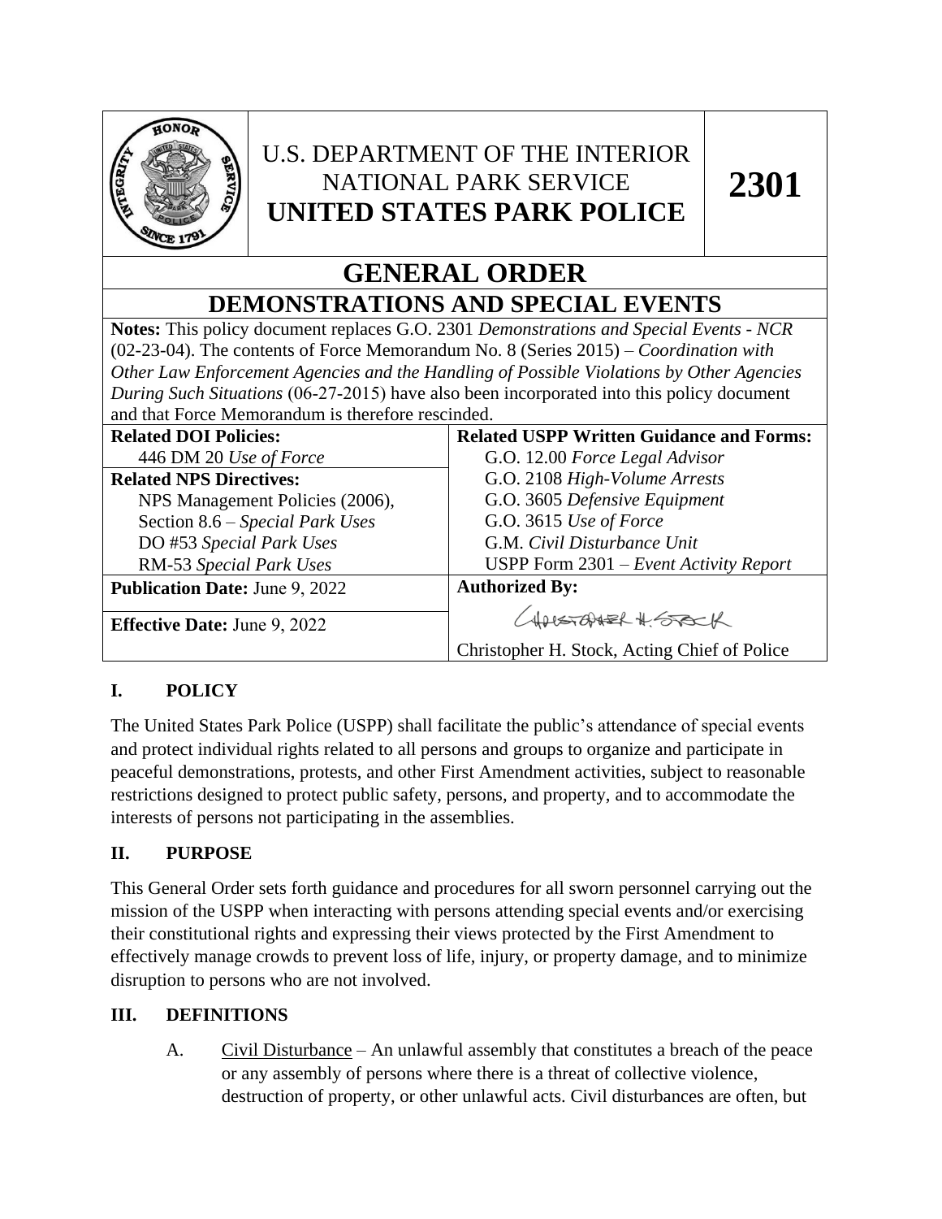U.S. DEPARTMENT OF THE INTERIOR
NATIONAL PARK SERVICE
**UNITED STATES PARK POLICE**

**2301**

# GENERAL ORDER
# DEMONSTRATIONS AND SPECIAL EVENTS

**Notes:** This policy document replaces G.O. 2301 *Demonstrations and Special Events - NCR* (02-23-04). The contents of Force Memorandum No. 8 (Series 2015) – *Coordination with Other Law Enforcement Agencies and the Handling of Possible Violations by Other Agencies During Such Situations* (06-27-2015) have also been incorporated into this policy document and that Force Memorandum is therefore rescinded.

| **Related DOI Policies:** 446 DM 20 *Use of Force* | **Related USPP Written Guidance and Forms:** G.O. 12.00 *Force Legal Advisor*; G.O. 2108 *High-Volume Arrests*; G.O. 3605 *Defensive Equipment*; G.O. 3615 *Use of Force*; G.M. *Civil Disturbance Unit*; USPP Form 2301 – *Event Activity Report* |
|---|---|
| **Related NPS Directives:** NPS Management Policies (2006), Section 8.6 – *Special Park Uses*; DO #53 *Special Park Uses*; RM-53 *Special Park Uses* | |
| **Publication Date:** June 9, 2022 | **Authorized By:** |
| **Effective Date:** June 9, 2022 | Christopher H. Stock, Acting Chief of Police |

## I. POLICY

The United States Park Police (USPP) shall facilitate the public's attendance of special events and protect individual rights related to all persons and groups to organize and participate in peaceful demonstrations, protests, and other First Amendment activities, subject to reasonable restrictions designed to protect public safety, persons, and property, and to accommodate the interests of persons not participating in the assemblies.

## II. PURPOSE

This General Order sets forth guidance and procedures for all sworn personnel carrying out the mission of the USPP when interacting with persons attending special events and/or exercising their constitutional rights and expressing their views protected by the First Amendment to effectively manage crowds to prevent loss of life, injury, or property damage, and to minimize disruption to persons who are not involved.

## III. DEFINITIONS

A. Civil Disturbance – An unlawful assembly that constitutes a breach of the peace or any assembly of persons where there is a threat of collective violence, destruction of property, or other unlawful acts. Civil disturbances are often, but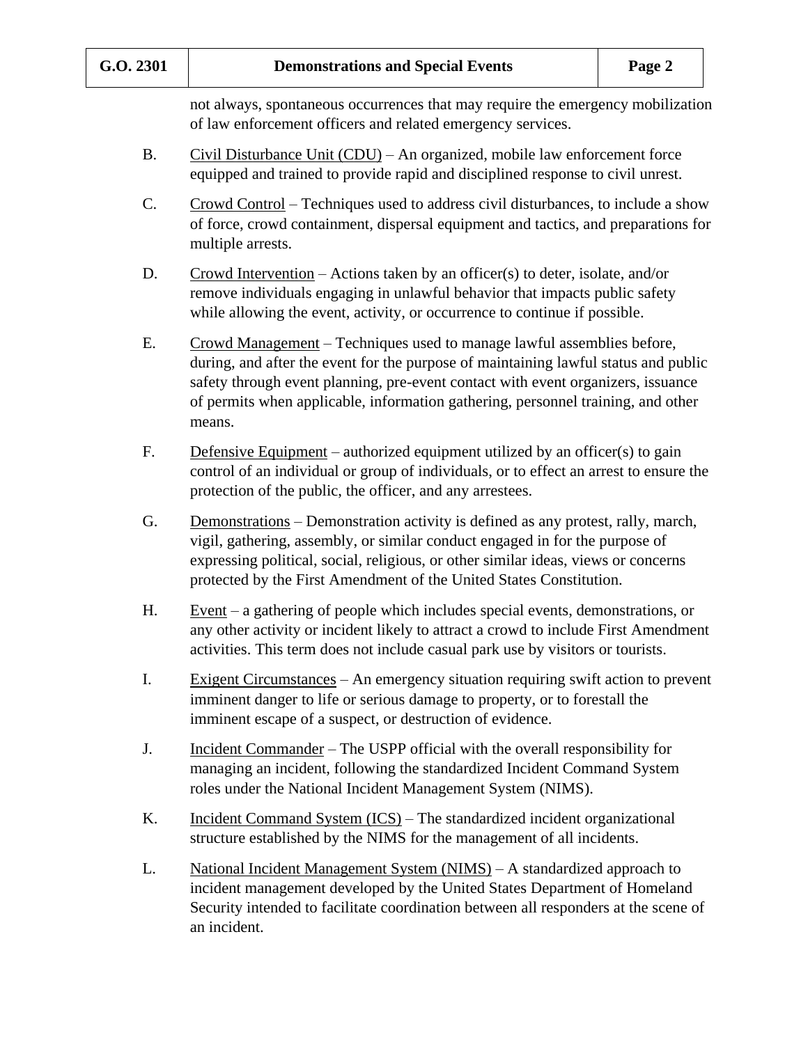not always, spontaneous occurrences that may require the emergency mobilization of law enforcement officers and related emergency services.

B. Civil Disturbance Unit (CDU) – An organized, mobile law enforcement force equipped and trained to provide rapid and disciplined response to civil unrest.

C. Crowd Control – Techniques used to address civil disturbances, to include a show of force, crowd containment, dispersal equipment and tactics, and preparations for multiple arrests.

D. Crowd Intervention – Actions taken by an officer(s) to deter, isolate, and/or remove individuals engaging in unlawful behavior that impacts public safety while allowing the event, activity, or occurrence to continue if possible.

E. Crowd Management – Techniques used to manage lawful assemblies before, during, and after the event for the purpose of maintaining lawful status and public safety through event planning, pre-event contact with event organizers, issuance of permits when applicable, information gathering, personnel training, and other means.

F. Defensive Equipment – authorized equipment utilized by an officer(s) to gain control of an individual or group of individuals, or to effect an arrest to ensure the protection of the public, the officer, and any arrestees.

G. Demonstrations – Demonstration activity is defined as any protest, rally, march, vigil, gathering, assembly, or similar conduct engaged in for the purpose of expressing political, social, religious, or other similar ideas, views or concerns protected by the First Amendment of the United States Constitution.

H. Event – a gathering of people which includes special events, demonstrations, or any other activity or incident likely to attract a crowd to include First Amendment activities. This term does not include casual park use by visitors or tourists.

I. Exigent Circumstances – An emergency situation requiring swift action to prevent imminent danger to life or serious damage to property, or to forestall the imminent escape of a suspect, or destruction of evidence.

J. Incident Commander – The USPP official with the overall responsibility for managing an incident, following the standardized Incident Command System roles under the National Incident Management System (NIMS).

K. Incident Command System (ICS) – The standardized incident organizational structure established by the NIMS for the management of all incidents.

L. National Incident Management System (NIMS) – A standardized approach to incident management developed by the United States Department of Homeland Security intended to facilitate coordination between all responders at the scene of an incident.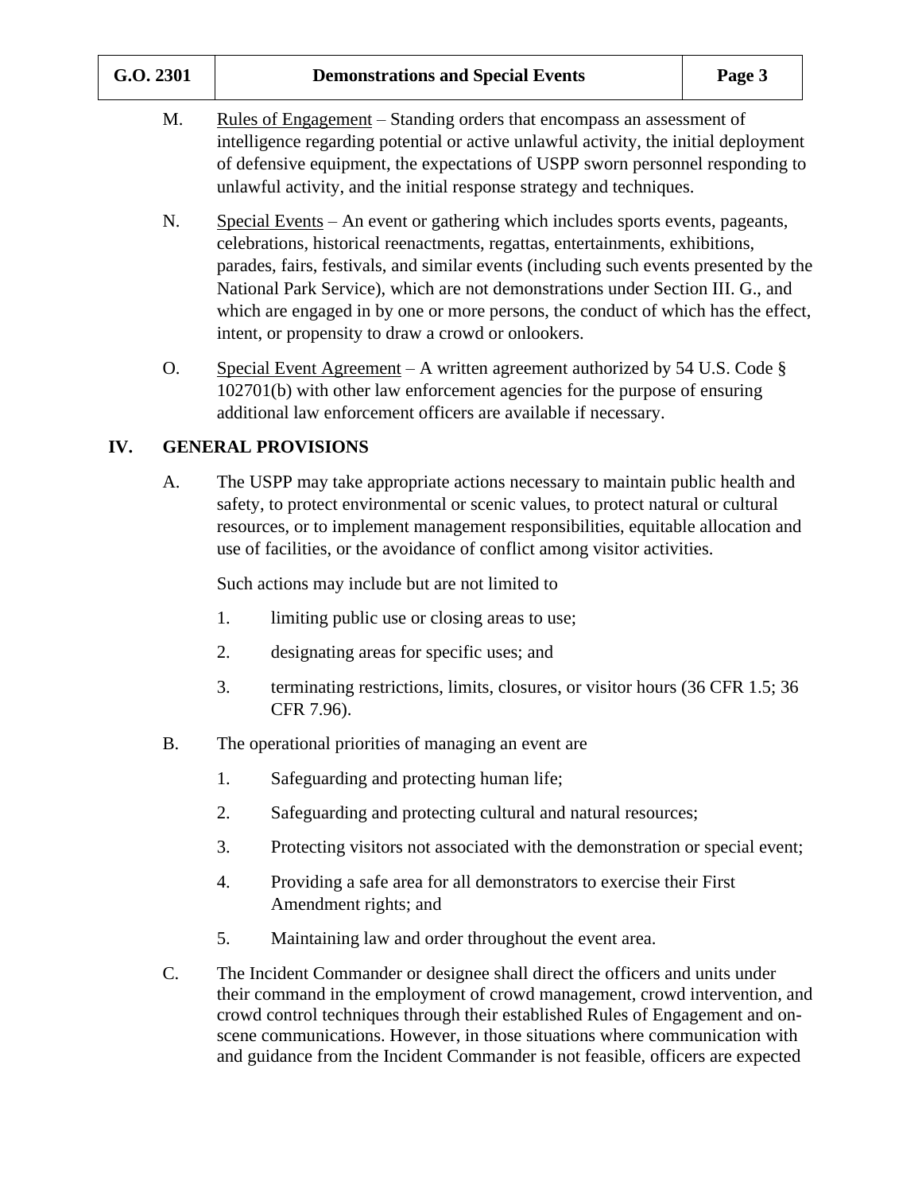M. Rules of Engagement – Standing orders that encompass an assessment of intelligence regarding potential or active unlawful activity, the initial deployment of defensive equipment, the expectations of USPP sworn personnel responding to unlawful activity, and the initial response strategy and techniques.

N. Special Events – An event or gathering which includes sports events, pageants, celebrations, historical reenactments, regattas, entertainments, exhibitions, parades, fairs, festivals, and similar events (including such events presented by the National Park Service), which are not demonstrations under Section III. G., and which are engaged in by one or more persons, the conduct of which has the effect, intent, or propensity to draw a crowd or onlookers.

O. Special Event Agreement – A written agreement authorized by 54 U.S. Code § 102701(b) with other law enforcement agencies for the purpose of ensuring additional law enforcement officers are available if necessary.

## IV. GENERAL PROVISIONS

A. The USPP may take appropriate actions necessary to maintain public health and safety, to protect environmental or scenic values, to protect natural or cultural resources, or to implement management responsibilities, equitable allocation and use of facilities, or the avoidance of conflict among visitor activities.

Such actions may include but are not limited to

1. limiting public use or closing areas to use;
2. designating areas for specific uses; and
3. terminating restrictions, limits, closures, or visitor hours (36 CFR 1.5; 36 CFR 7.96).

B. The operational priorities of managing an event are

1. Safeguarding and protecting human life;
2. Safeguarding and protecting cultural and natural resources;
3. Protecting visitors not associated with the demonstration or special event;
4. Providing a safe area for all demonstrators to exercise their First Amendment rights; and
5. Maintaining law and order throughout the event area.

C. The Incident Commander or designee shall direct the officers and units under their command in the employment of crowd management, crowd intervention, and crowd control techniques through their established Rules of Engagement and on-scene communications. However, in those situations where communication with and guidance from the Incident Commander is not feasible, officers are expected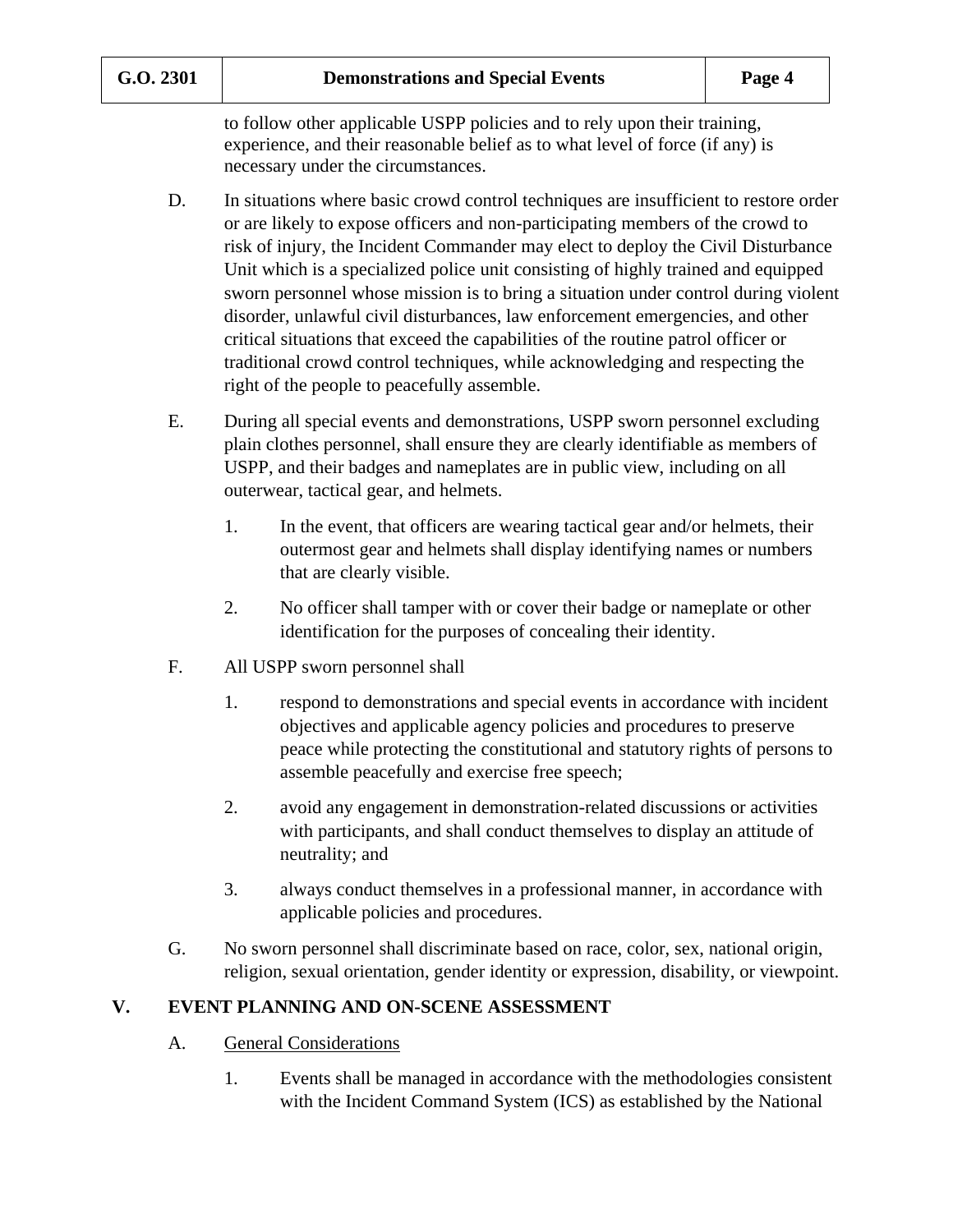to follow other applicable USPP policies and to rely upon their training, experience, and their reasonable belief as to what level of force (if any) is necessary under the circumstances.

D. In situations where basic crowd control techniques are insufficient to restore order or are likely to expose officers and non-participating members of the crowd to risk of injury, the Incident Commander may elect to deploy the Civil Disturbance Unit which is a specialized police unit consisting of highly trained and equipped sworn personnel whose mission is to bring a situation under control during violent disorder, unlawful civil disturbances, law enforcement emergencies, and other critical situations that exceed the capabilities of the routine patrol officer or traditional crowd control techniques, while acknowledging and respecting the right of the people to peacefully assemble.

E. During all special events and demonstrations, USPP sworn personnel excluding plain clothes personnel, shall ensure they are clearly identifiable as members of USPP, and their badges and nameplates are in public view, including on all outerwear, tactical gear, and helmets.

   1. In the event, that officers are wearing tactical gear and/or helmets, their outermost gear and helmets shall display identifying names or numbers that are clearly visible.

   2. No officer shall tamper with or cover their badge or nameplate or other identification for the purposes of concealing their identity.

F. All USPP sworn personnel shall

   1. respond to demonstrations and special events in accordance with incident objectives and applicable agency policies and procedures to preserve peace while protecting the constitutional and statutory rights of persons to assemble peacefully and exercise free speech;

   2. avoid any engagement in demonstration-related discussions or activities with participants, and shall conduct themselves to display an attitude of neutrality; and

   3. always conduct themselves in a professional manner, in accordance with applicable policies and procedures.

G. No sworn personnel shall discriminate based on race, color, sex, national origin, religion, sexual orientation, gender identity or expression, disability, or viewpoint.

## V. EVENT PLANNING AND ON-SCENE ASSESSMENT

A. General Considerations

   1. Events shall be managed in accordance with the methodologies consistent with the Incident Command System (ICS) as established by the National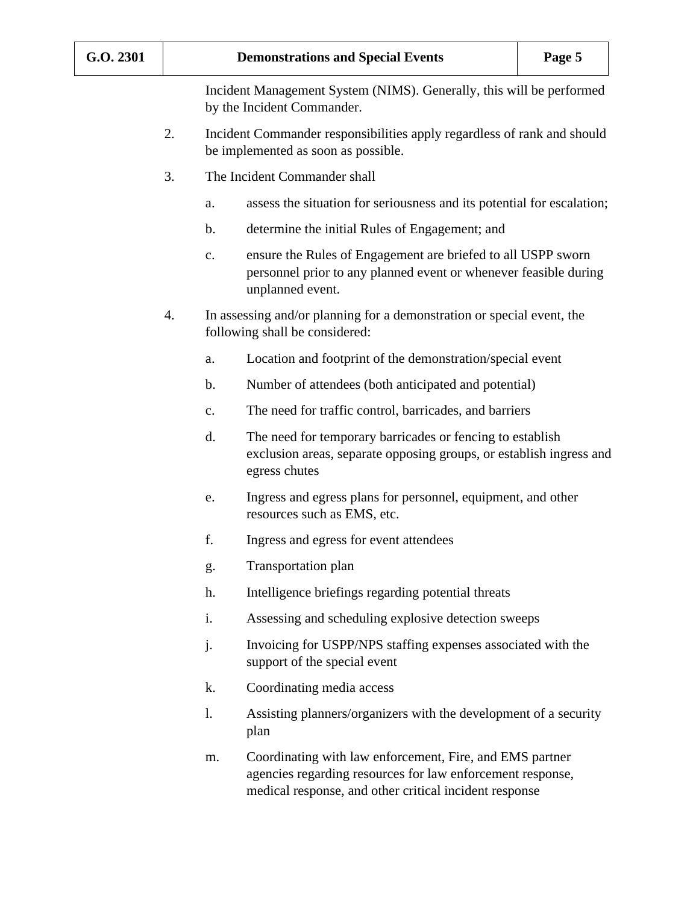Incident Management System (NIMS). Generally, this will be performed by the Incident Commander.

2. Incident Commander responsibilities apply regardless of rank and should be implemented as soon as possible.

3. The Incident Commander shall

   a. assess the situation for seriousness and its potential for escalation;

   b. determine the initial Rules of Engagement; and

   c. ensure the Rules of Engagement are briefed to all USPP sworn personnel prior to any planned event or whenever feasible during unplanned event.

4. In assessing and/or planning for a demonstration or special event, the following shall be considered:

   a. Location and footprint of the demonstration/special event

   b. Number of attendees (both anticipated and potential)

   c. The need for traffic control, barricades, and barriers

   d. The need for temporary barricades or fencing to establish exclusion areas, separate opposing groups, or establish ingress and egress chutes

   e. Ingress and egress plans for personnel, equipment, and other resources such as EMS, etc.

   f. Ingress and egress for event attendees

   g. Transportation plan

   h. Intelligence briefings regarding potential threats

   i. Assessing and scheduling explosive detection sweeps

   j. Invoicing for USPP/NPS staffing expenses associated with the support of the special event

   k. Coordinating media access

   l. Assisting planners/organizers with the development of a security plan

   m. Coordinating with law enforcement, Fire, and EMS partner agencies regarding resources for law enforcement response, medical response, and other critical incident response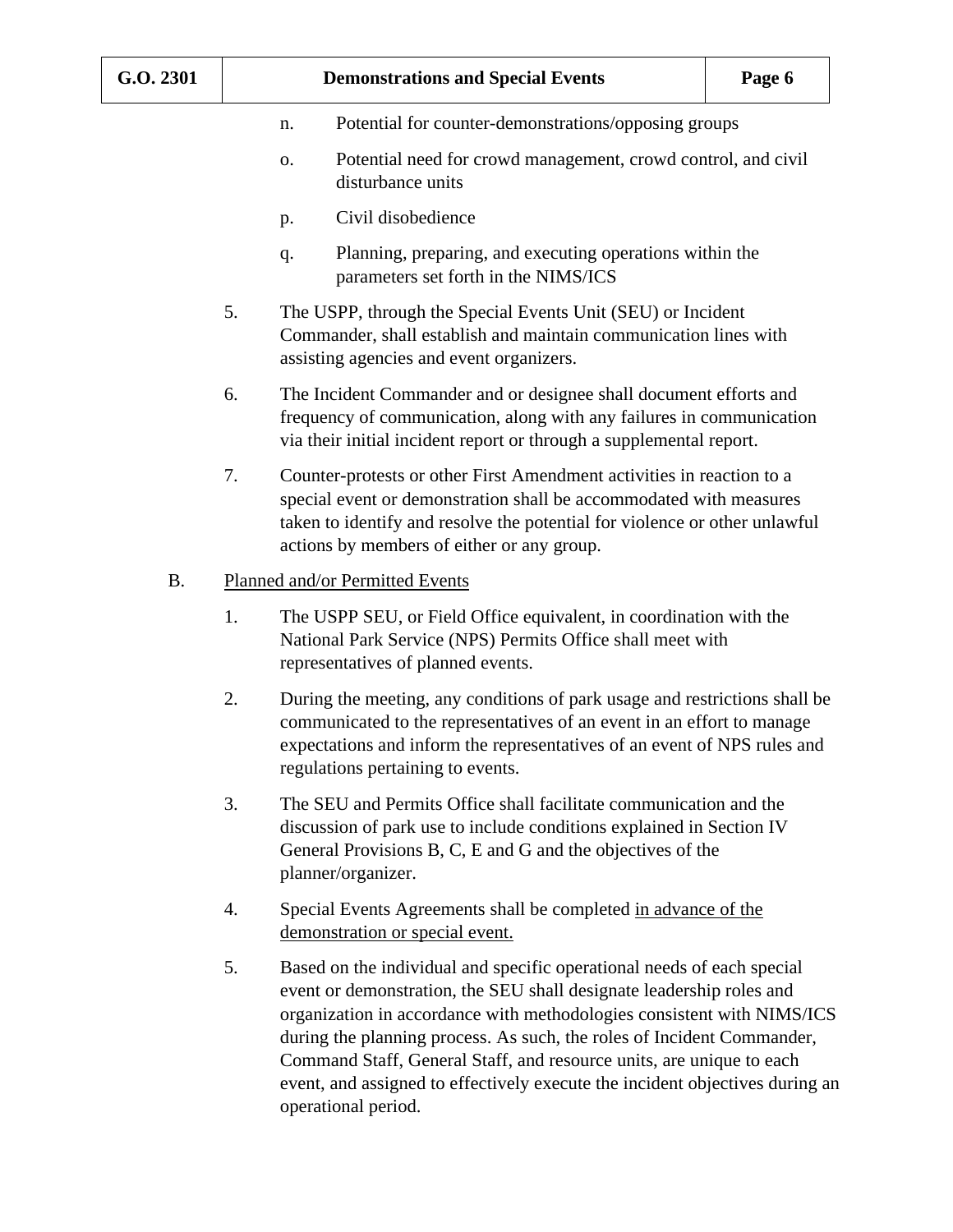n. Potential for counter-demonstrations/opposing groups

o. Potential need for crowd management, crowd control, and civil disturbance units

p. Civil disobedience

q. Planning, preparing, and executing operations within the parameters set forth in the NIMS/ICS

5. The USPP, through the Special Events Unit (SEU) or Incident Commander, shall establish and maintain communication lines with assisting agencies and event organizers.

6. The Incident Commander and or designee shall document efforts and frequency of communication, along with any failures in communication via their initial incident report or through a supplemental report.

7. Counter-protests or other First Amendment activities in reaction to a special event or demonstration shall be accommodated with measures taken to identify and resolve the potential for violence or other unlawful actions by members of either or any group.

B. <u>Planned and/or Permitted Events</u>

1. The USPP SEU, or Field Office equivalent, in coordination with the National Park Service (NPS) Permits Office shall meet with representatives of planned events.

2. During the meeting, any conditions of park usage and restrictions shall be communicated to the representatives of an event in an effort to manage expectations and inform the representatives of an event of NPS rules and regulations pertaining to events.

3. The SEU and Permits Office shall facilitate communication and the discussion of park use to include conditions explained in Section IV General Provisions B, C, E and G and the objectives of the planner/organizer.

4. Special Events Agreements shall be completed <u>in advance of the demonstration or special event.</u>

5. Based on the individual and specific operational needs of each special event or demonstration, the SEU shall designate leadership roles and organization in accordance with methodologies consistent with NIMS/ICS during the planning process. As such, the roles of Incident Commander, Command Staff, General Staff, and resource units, are unique to each event, and assigned to effectively execute the incident objectives during an operational period.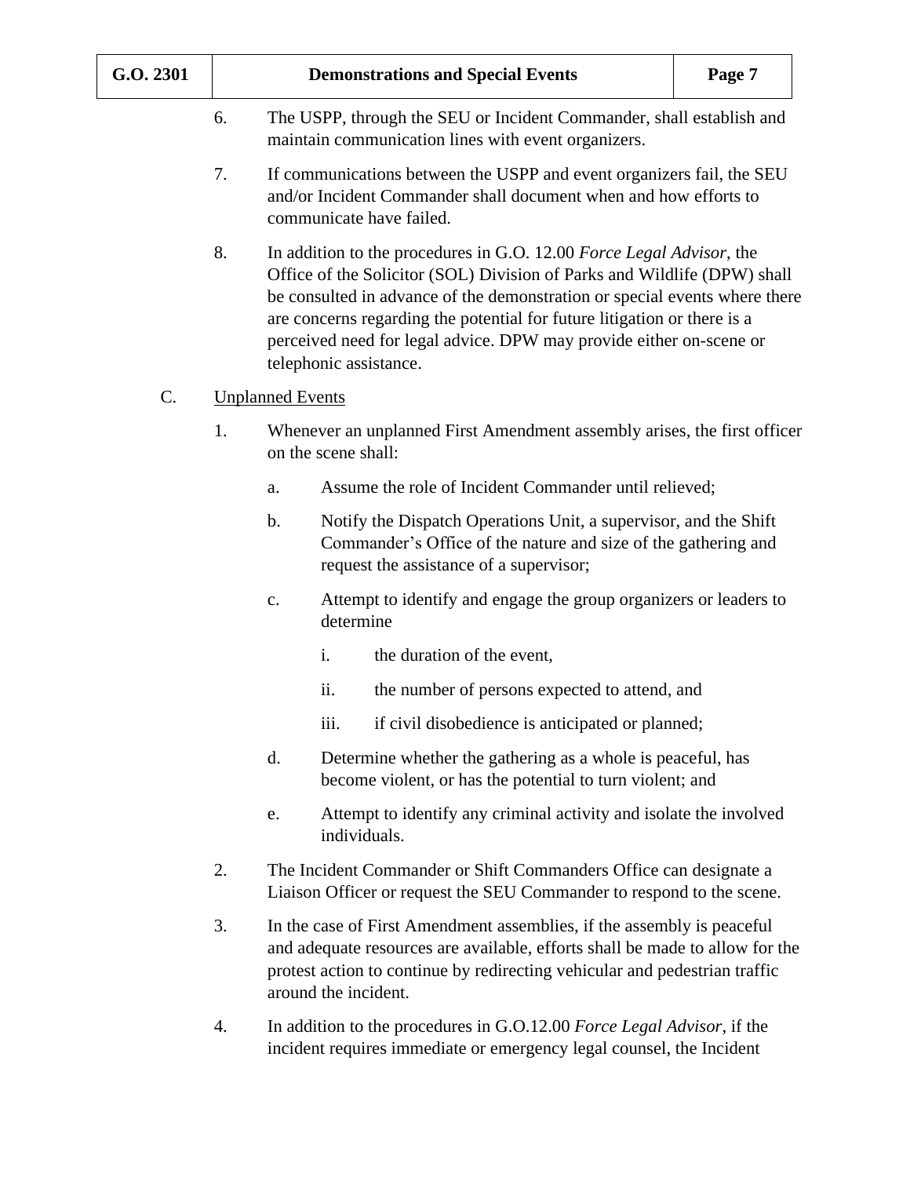6. The USPP, through the SEU or Incident Commander, shall establish and maintain communication lines with event organizers.

7. If communications between the USPP and event organizers fail, the SEU and/or Incident Commander shall document when and how efforts to communicate have failed.

8. In addition to the procedures in G.O. 12.00 *Force Legal Advisor*, the Office of the Solicitor (SOL) Division of Parks and Wildlife (DPW) shall be consulted in advance of the demonstration or special events where there are concerns regarding the potential for future litigation or there is a perceived need for legal advice. DPW may provide either on-scene or telephonic assistance.

C. Unplanned Events

1. Whenever an unplanned First Amendment assembly arises, the first officer on the scene shall:

   a. Assume the role of Incident Commander until relieved;

   b. Notify the Dispatch Operations Unit, a supervisor, and the Shift Commander's Office of the nature and size of the gathering and request the assistance of a supervisor;

   c. Attempt to identify and engage the group organizers or leaders to determine

      i. the duration of the event,

      ii. the number of persons expected to attend, and

      iii. if civil disobedience is anticipated or planned;

   d. Determine whether the gathering as a whole is peaceful, has become violent, or has the potential to turn violent; and

   e. Attempt to identify any criminal activity and isolate the involved individuals.

2. The Incident Commander or Shift Commanders Office can designate a Liaison Officer or request the SEU Commander to respond to the scene.

3. In the case of First Amendment assemblies, if the assembly is peaceful and adequate resources are available, efforts shall be made to allow for the protest action to continue by redirecting vehicular and pedestrian traffic around the incident.

4. In addition to the procedures in G.O.12.00 *Force Legal Advisor*, if the incident requires immediate or emergency legal counsel, the Incident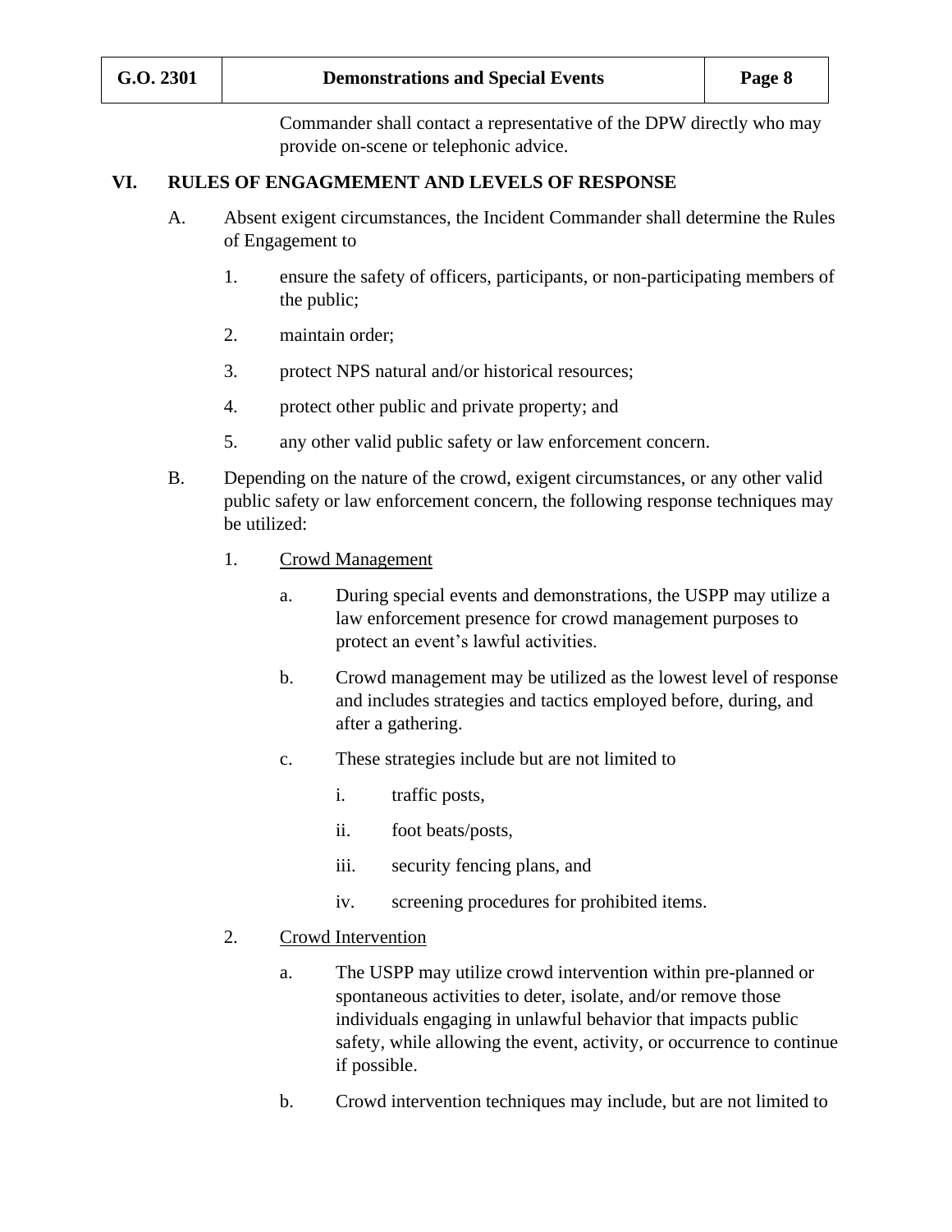Commander shall contact a representative of the DPW directly who may provide on-scene or telephonic advice.

## VI. RULES OF ENGAGEMENT AND LEVELS OF RESPONSE

A. Absent exigent circumstances, the Incident Commander shall determine the Rules of Engagement to

1. ensure the safety of officers, participants, or non-participating members of the public;

2. maintain order;

3. protect NPS natural and/or historical resources;

4. protect other public and private property; and

5. any other valid public safety or law enforcement concern.

B. Depending on the nature of the crowd, exigent circumstances, or any other valid public safety or law enforcement concern, the following response techniques may be utilized:

1. Crowd Management

   a. During special events and demonstrations, the USPP may utilize a law enforcement presence for crowd management purposes to protect an event's lawful activities.

   b. Crowd management may be utilized as the lowest level of response and includes strategies and tactics employed before, during, and after a gathering.

   c. These strategies include but are not limited to

      i. traffic posts,

      ii. foot beats/posts,

      iii. security fencing plans, and

      iv. screening procedures for prohibited items.

2. Crowd Intervention

   a. The USPP may utilize crowd intervention within pre-planned or spontaneous activities to deter, isolate, and/or remove those individuals engaging in unlawful behavior that impacts public safety, while allowing the event, activity, or occurrence to continue if possible.

   b. Crowd intervention techniques may include, but are not limited to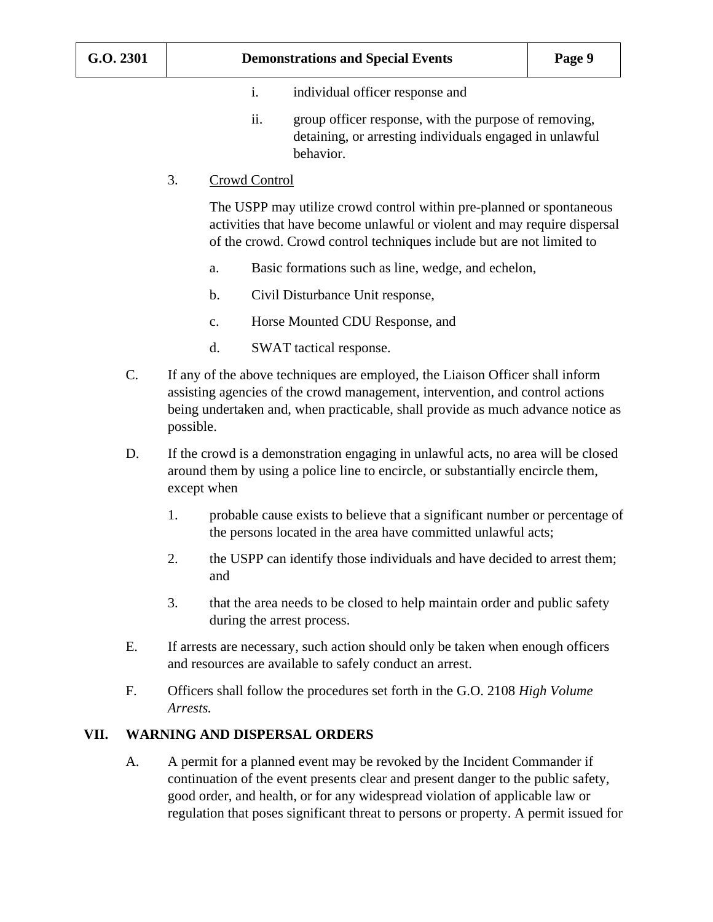i. individual officer response and

ii. group officer response, with the purpose of removing, detaining, or arresting individuals engaged in unlawful behavior.

3. Crowd Control

The USPP may utilize crowd control within pre-planned or spontaneous activities that have become unlawful or violent and may require dispersal of the crowd. Crowd control techniques include but are not limited to

a. Basic formations such as line, wedge, and echelon,

b. Civil Disturbance Unit response,

c. Horse Mounted CDU Response, and

d. SWAT tactical response.

C. If any of the above techniques are employed, the Liaison Officer shall inform assisting agencies of the crowd management, intervention, and control actions being undertaken and, when practicable, shall provide as much advance notice as possible.

D. If the crowd is a demonstration engaging in unlawful acts, no area will be closed around them by using a police line to encircle, or substantially encircle them, except when

1. probable cause exists to believe that a significant number or percentage of the persons located in the area have committed unlawful acts;

2. the USPP can identify those individuals and have decided to arrest them; and

3. that the area needs to be closed to help maintain order and public safety during the arrest process.

E. If arrests are necessary, such action should only be taken when enough officers and resources are available to safely conduct an arrest.

F. Officers shall follow the procedures set forth in the G.O. 2108 *High Volume Arrests.*

## VII. WARNING AND DISPERSAL ORDERS

A. A permit for a planned event may be revoked by the Incident Commander if continuation of the event presents clear and present danger to the public safety, good order, and health, or for any widespread violation of applicable law or regulation that poses significant threat to persons or property. A permit issued for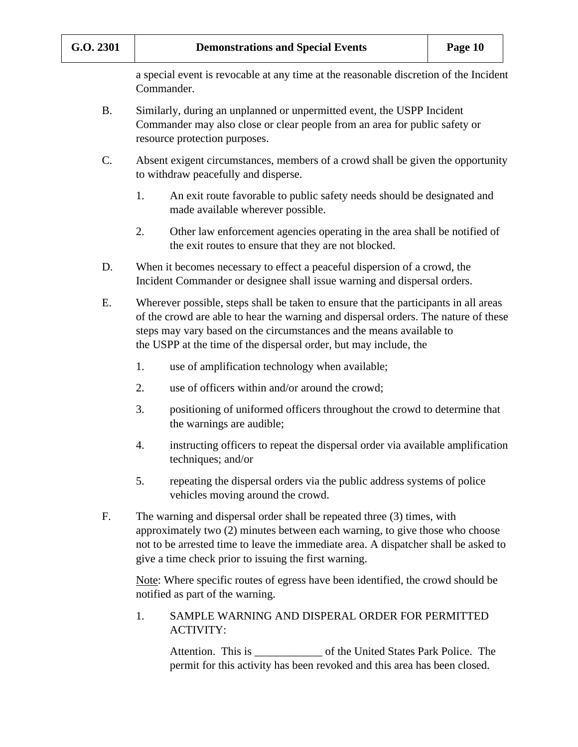a special event is revocable at any time at the reasonable discretion of the Incident Commander.

B. Similarly, during an unplanned or unpermitted event, the USPP Incident Commander may also close or clear people from an area for public safety or resource protection purposes.

C. Absent exigent circumstances, members of a crowd shall be given the opportunity to withdraw peacefully and disperse.

   1. An exit route favorable to public safety needs should be designated and made available wherever possible.

   2. Other law enforcement agencies operating in the area shall be notified of the exit routes to ensure that they are not blocked.

D. When it becomes necessary to effect a peaceful dispersion of a crowd, the Incident Commander or designee shall issue warning and dispersal orders.

E. Wherever possible, steps shall be taken to ensure that the participants in all areas of the crowd are able to hear the warning and dispersal orders. The nature of these steps may vary based on the circumstances and the means available to the USPP at the time of the dispersal order, but may include, the

   1. use of amplification technology when available;

   2. use of officers within and/or around the crowd;

   3. positioning of uniformed officers throughout the crowd to determine that the warnings are audible;

   4. instructing officers to repeat the dispersal order via available amplification techniques; and/or

   5. repeating the dispersal orders via the public address systems of police vehicles moving around the crowd.

F. The warning and dispersal order shall be repeated three (3) times, with approximately two (2) minutes between each warning, to give those who choose not to be arrested time to leave the immediate area. A dispatcher shall be asked to give a time check prior to issuing the first warning.

   Note: Where specific routes of egress have been identified, the crowd should be notified as part of the warning.

   1. SAMPLE WARNING AND DISPERAL ORDER FOR PERMITTED ACTIVITY:

      Attention. This is ____________ of the United States Park Police. The permit for this activity has been revoked and this area has been closed.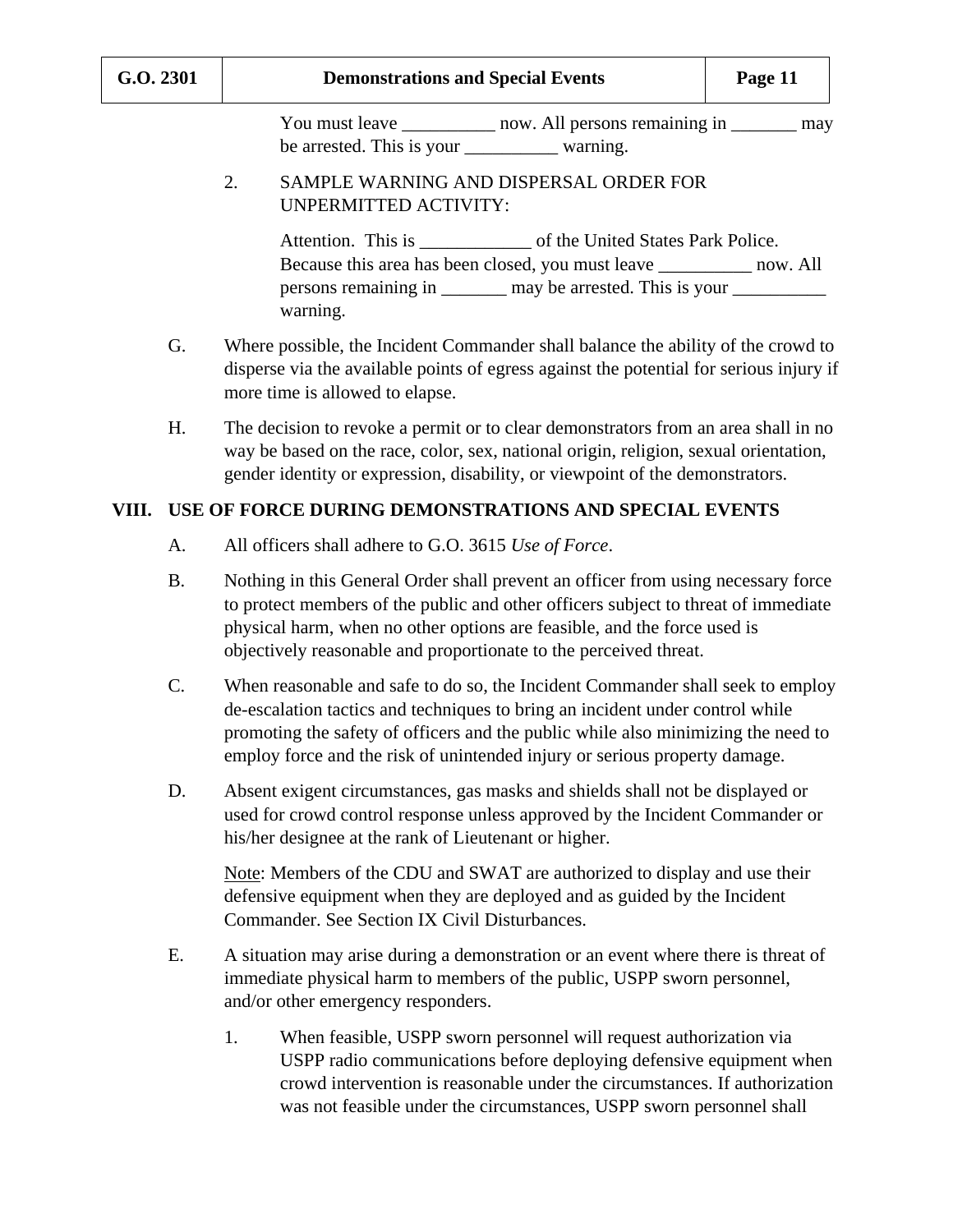You must leave __________ now. All persons remaining in _______ may be arrested. This is your __________ warning.

2. SAMPLE WARNING AND DISPERSAL ORDER FOR UNPERMITTED ACTIVITY:

   Attention. This is ____________ of the United States Park Police. Because this area has been closed, you must leave __________ now. All persons remaining in _______ may be arrested. This is your __________ warning.

G. Where possible, the Incident Commander shall balance the ability of the crowd to disperse via the available points of egress against the potential for serious injury if more time is allowed to elapse.

H. The decision to revoke a permit or to clear demonstrators from an area shall in no way be based on the race, color, sex, national origin, religion, sexual orientation, gender identity or expression, disability, or viewpoint of the demonstrators.

## VIII. USE OF FORCE DURING DEMONSTRATIONS AND SPECIAL EVENTS

A. All officers shall adhere to G.O. 3615 *Use of Force*.

B. Nothing in this General Order shall prevent an officer from using necessary force to protect members of the public and other officers subject to threat of immediate physical harm, when no other options are feasible, and the force used is objectively reasonable and proportionate to the perceived threat.

C. When reasonable and safe to do so, the Incident Commander shall seek to employ de-escalation tactics and techniques to bring an incident under control while promoting the safety of officers and the public while also minimizing the need to employ force and the risk of unintended injury or serious property damage.

D. Absent exigent circumstances, gas masks and shields shall not be displayed or used for crowd control response unless approved by the Incident Commander or his/her designee at the rank of Lieutenant or higher.

   Note: Members of the CDU and SWAT are authorized to display and use their defensive equipment when they are deployed and as guided by the Incident Commander. See Section IX Civil Disturbances.

E. A situation may arise during a demonstration or an event where there is threat of immediate physical harm to members of the public, USPP sworn personnel, and/or other emergency responders.

   1. When feasible, USPP sworn personnel will request authorization via USPP radio communications before deploying defensive equipment when crowd intervention is reasonable under the circumstances. If authorization was not feasible under the circumstances, USPP sworn personnel shall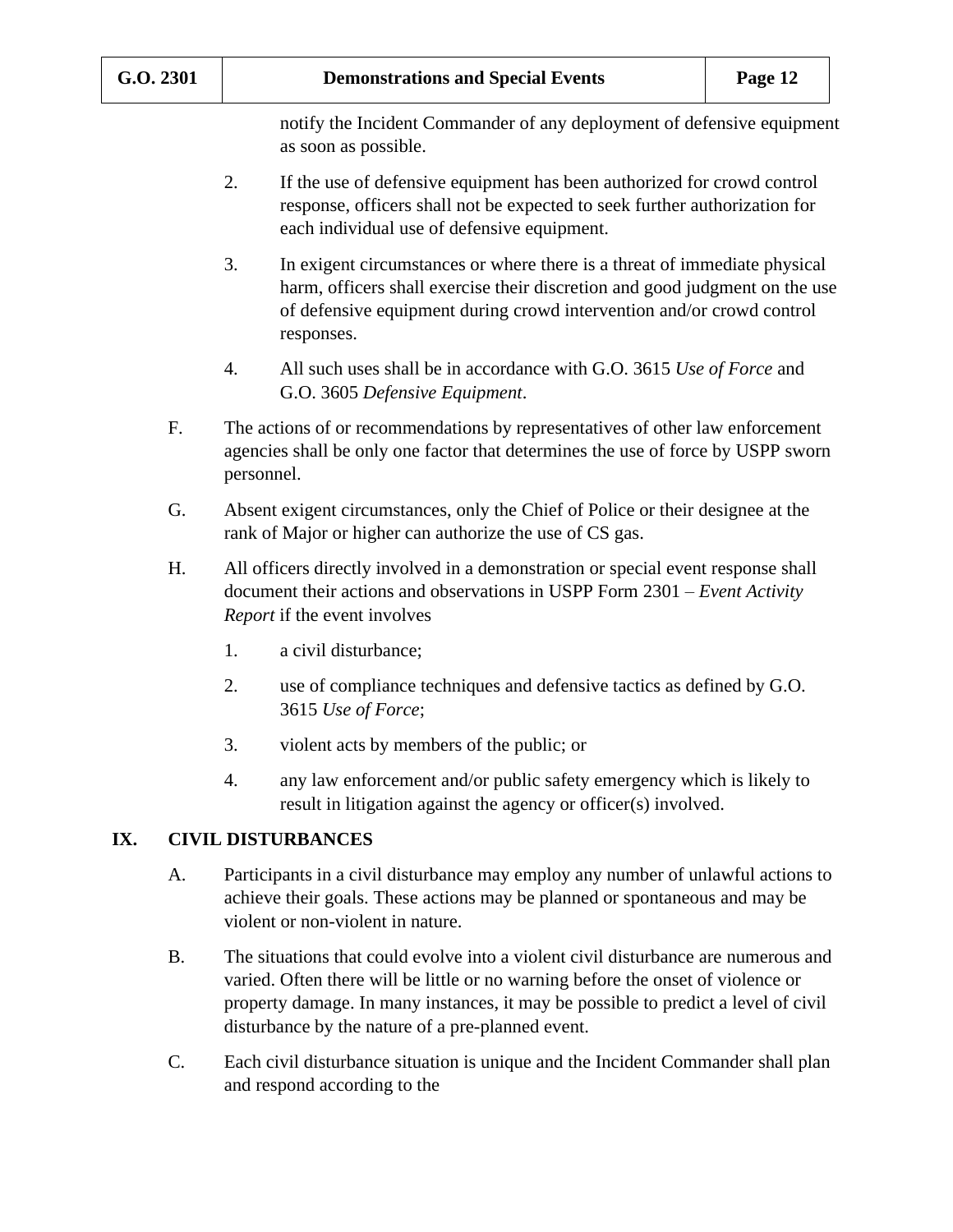notify the Incident Commander of any deployment of defensive equipment as soon as possible.

2. If the use of defensive equipment has been authorized for crowd control response, officers shall not be expected to seek further authorization for each individual use of defensive equipment.

3. In exigent circumstances or where there is a threat of immediate physical harm, officers shall exercise their discretion and good judgment on the use of defensive equipment during crowd intervention and/or crowd control responses.

4. All such uses shall be in accordance with G.O. 3615 *Use of Force* and G.O. 3605 *Defensive Equipment*.

F. The actions of or recommendations by representatives of other law enforcement agencies shall be only one factor that determines the use of force by USPP sworn personnel.

G. Absent exigent circumstances, only the Chief of Police or their designee at the rank of Major or higher can authorize the use of CS gas.

H. All officers directly involved in a demonstration or special event response shall document their actions and observations in USPP Form 2301 – *Event Activity Report* if the event involves

1. a civil disturbance;

2. use of compliance techniques and defensive tactics as defined by G.O. 3615 *Use of Force*;

3. violent acts by members of the public; or

4. any law enforcement and/or public safety emergency which is likely to result in litigation against the agency or officer(s) involved.

## IX. CIVIL DISTURBANCES

A. Participants in a civil disturbance may employ any number of unlawful actions to achieve their goals. These actions may be planned or spontaneous and may be violent or non-violent in nature.

B. The situations that could evolve into a violent civil disturbance are numerous and varied. Often there will be little or no warning before the onset of violence or property damage. In many instances, it may be possible to predict a level of civil disturbance by the nature of a pre-planned event.

C. Each civil disturbance situation is unique and the Incident Commander shall plan and respond according to the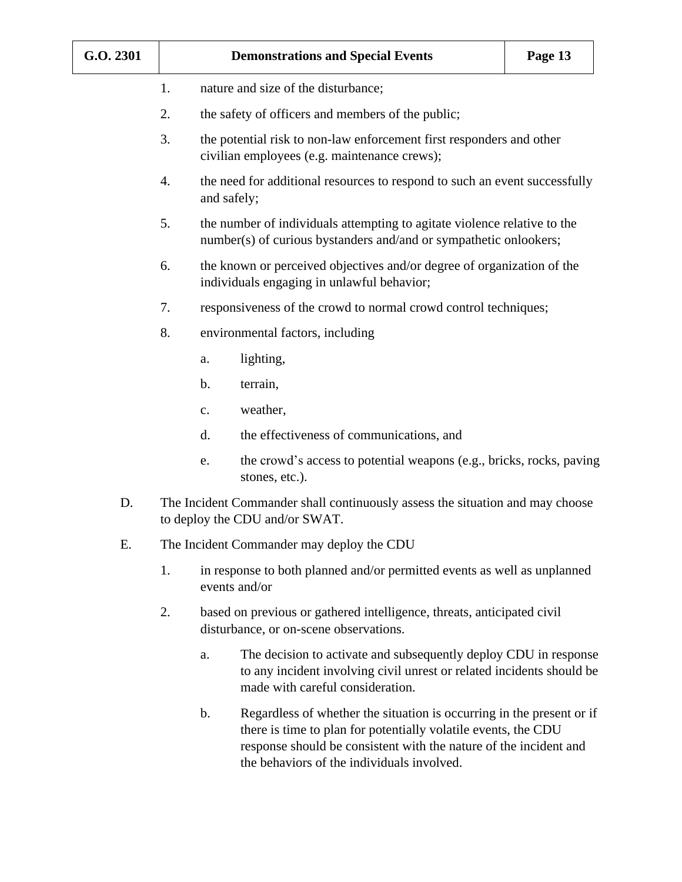1. nature and size of the disturbance;

2. the safety of officers and members of the public;

3. the potential risk to non-law enforcement first responders and other civilian employees (e.g. maintenance crews);

4. the need for additional resources to respond to such an event successfully and safely;

5. the number of individuals attempting to agitate violence relative to the number(s) of curious bystanders and/and or sympathetic onlookers;

6. the known or perceived objectives and/or degree of organization of the individuals engaging in unlawful behavior;

7. responsiveness of the crowd to normal crowd control techniques;

8. environmental factors, including

   a. lighting,

   b. terrain,

   c. weather,

   d. the effectiveness of communications, and

   e. the crowd's access to potential weapons (e.g., bricks, rocks, paving stones, etc.).

D. The Incident Commander shall continuously assess the situation and may choose to deploy the CDU and/or SWAT.

E. The Incident Commander may deploy the CDU

1. in response to both planned and/or permitted events as well as unplanned events and/or

2. based on previous or gathered intelligence, threats, anticipated civil disturbance, or on-scene observations.

   a. The decision to activate and subsequently deploy CDU in response to any incident involving civil unrest or related incidents should be made with careful consideration.

   b. Regardless of whether the situation is occurring in the present or if there is time to plan for potentially volatile events, the CDU response should be consistent with the nature of the incident and the behaviors of the individuals involved.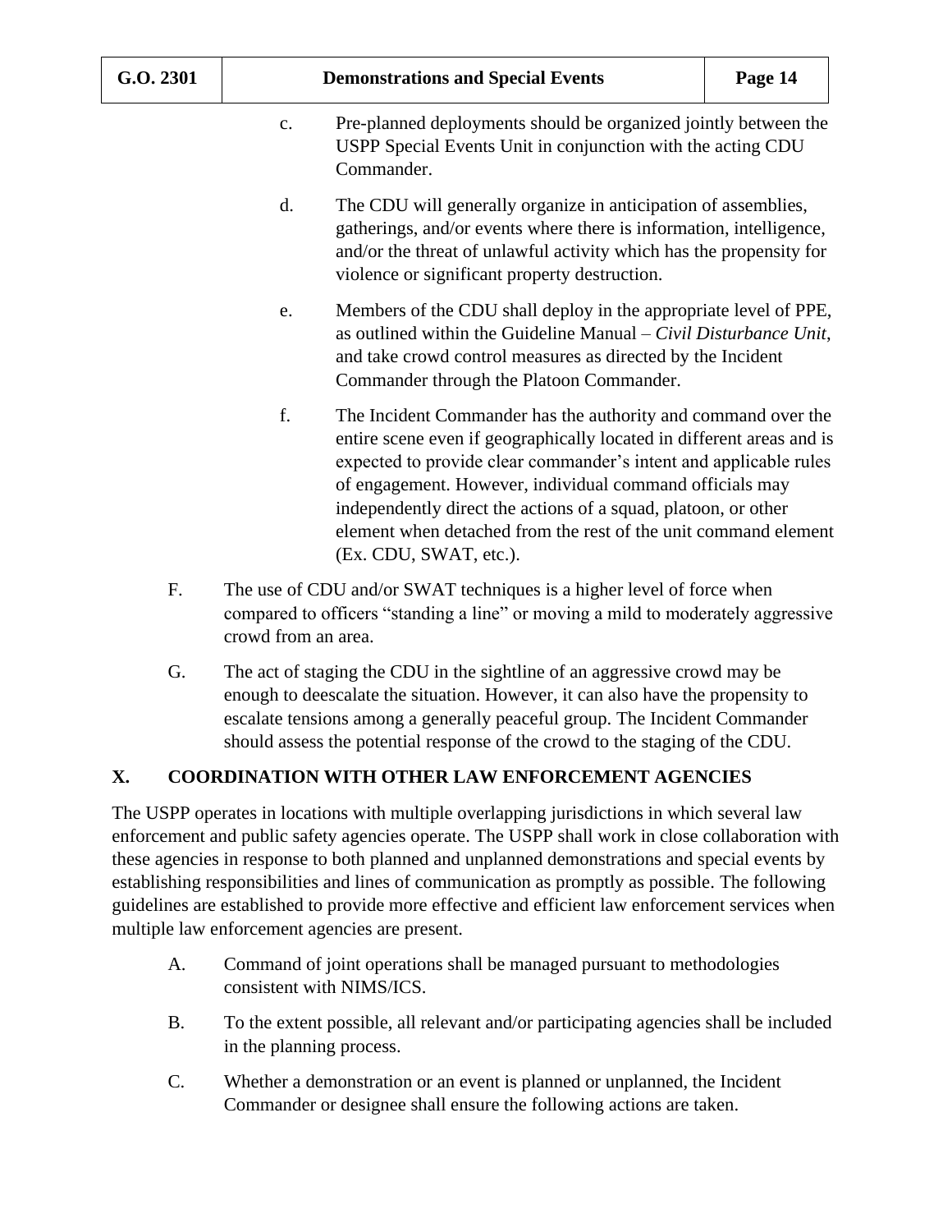c. Pre-planned deployments should be organized jointly between the USPP Special Events Unit in conjunction with the acting CDU Commander.

d. The CDU will generally organize in anticipation of assemblies, gatherings, and/or events where there is information, intelligence, and/or the threat of unlawful activity which has the propensity for violence or significant property destruction.

e. Members of the CDU shall deploy in the appropriate level of PPE, as outlined within the Guideline Manual – *Civil Disturbance Unit*, and take crowd control measures as directed by the Incident Commander through the Platoon Commander.

f. The Incident Commander has the authority and command over the entire scene even if geographically located in different areas and is expected to provide clear commander's intent and applicable rules of engagement. However, individual command officials may independently direct the actions of a squad, platoon, or other element when detached from the rest of the unit command element (Ex. CDU, SWAT, etc.).

F. The use of CDU and/or SWAT techniques is a higher level of force when compared to officers "standing a line" or moving a mild to moderately aggressive crowd from an area.

G. The act of staging the CDU in the sightline of an aggressive crowd may be enough to deescalate the situation. However, it can also have the propensity to escalate tensions among a generally peaceful group. The Incident Commander should assess the potential response of the crowd to the staging of the CDU.

## X. COORDINATION WITH OTHER LAW ENFORCEMENT AGENCIES

The USPP operates in locations with multiple overlapping jurisdictions in which several law enforcement and public safety agencies operate. The USPP shall work in close collaboration with these agencies in response to both planned and unplanned demonstrations and special events by establishing responsibilities and lines of communication as promptly as possible. The following guidelines are established to provide more effective and efficient law enforcement services when multiple law enforcement agencies are present.

A. Command of joint operations shall be managed pursuant to methodologies consistent with NIMS/ICS.

B. To the extent possible, all relevant and/or participating agencies shall be included in the planning process.

C. Whether a demonstration or an event is planned or unplanned, the Incident Commander or designee shall ensure the following actions are taken.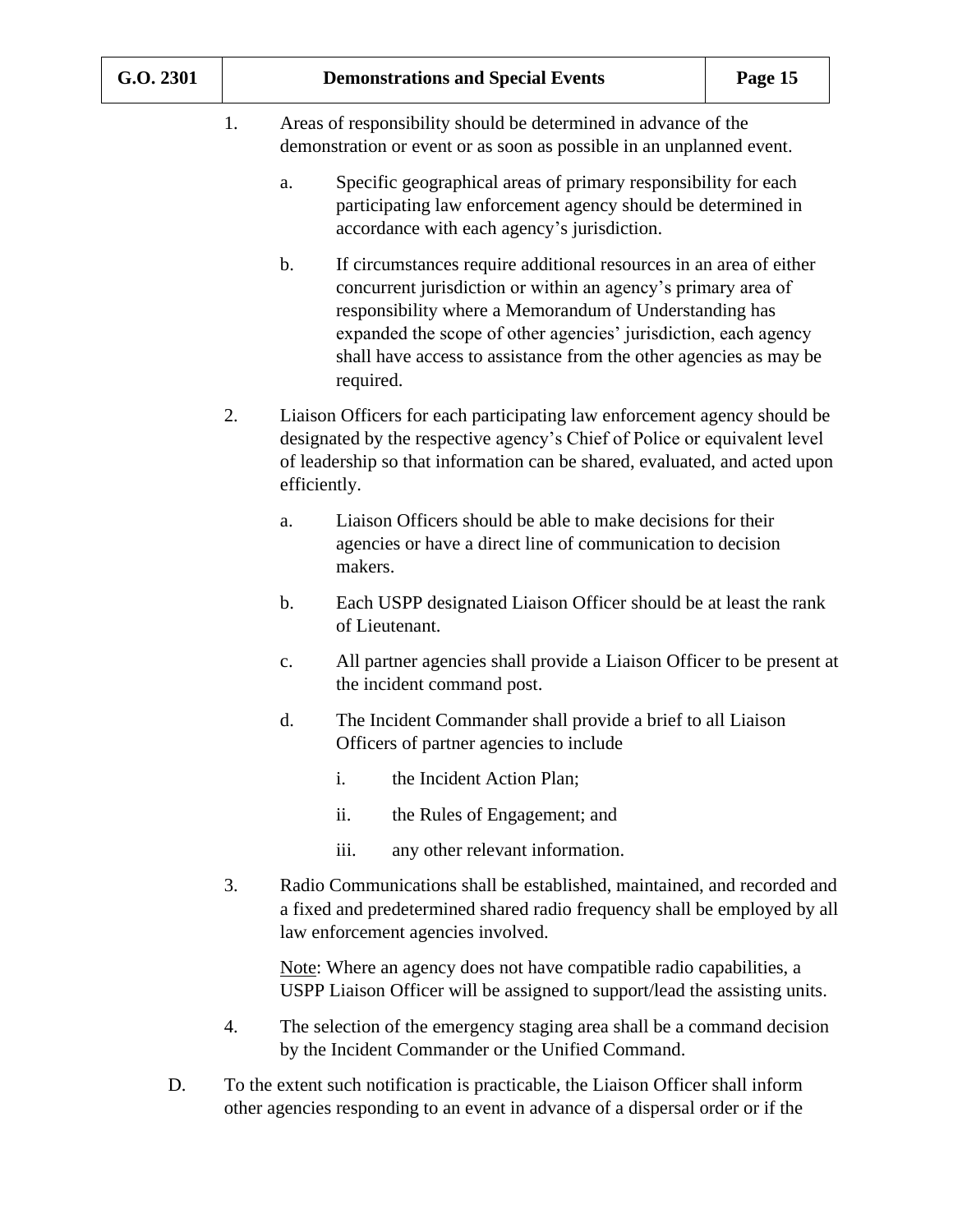1. Areas of responsibility should be determined in advance of the demonstration or event or as soon as possible in an unplanned event.

    a. Specific geographical areas of primary responsibility for each participating law enforcement agency should be determined in accordance with each agency's jurisdiction.

    b. If circumstances require additional resources in an area of either concurrent jurisdiction or within an agency's primary area of responsibility where a Memorandum of Understanding has expanded the scope of other agencies' jurisdiction, each agency shall have access to assistance from the other agencies as may be required.

2. Liaison Officers for each participating law enforcement agency should be designated by the respective agency's Chief of Police or equivalent level of leadership so that information can be shared, evaluated, and acted upon efficiently.

    a. Liaison Officers should be able to make decisions for their agencies or have a direct line of communication to decision makers.

    b. Each USPP designated Liaison Officer should be at least the rank of Lieutenant.

    c. All partner agencies shall provide a Liaison Officer to be present at the incident command post.

    d. The Incident Commander shall provide a brief to all Liaison Officers of partner agencies to include

        i. the Incident Action Plan;

        ii. the Rules of Engagement; and

        iii. any other relevant information.

3. Radio Communications shall be established, maintained, and recorded and a fixed and predetermined shared radio frequency shall be employed by all law enforcement agencies involved.

    <u>Note</u>: Where an agency does not have compatible radio capabilities, a USPP Liaison Officer will be assigned to support/lead the assisting units.

4. The selection of the emergency staging area shall be a command decision by the Incident Commander or the Unified Command.

D. To the extent such notification is practicable, the Liaison Officer shall inform other agencies responding to an event in advance of a dispersal order or if the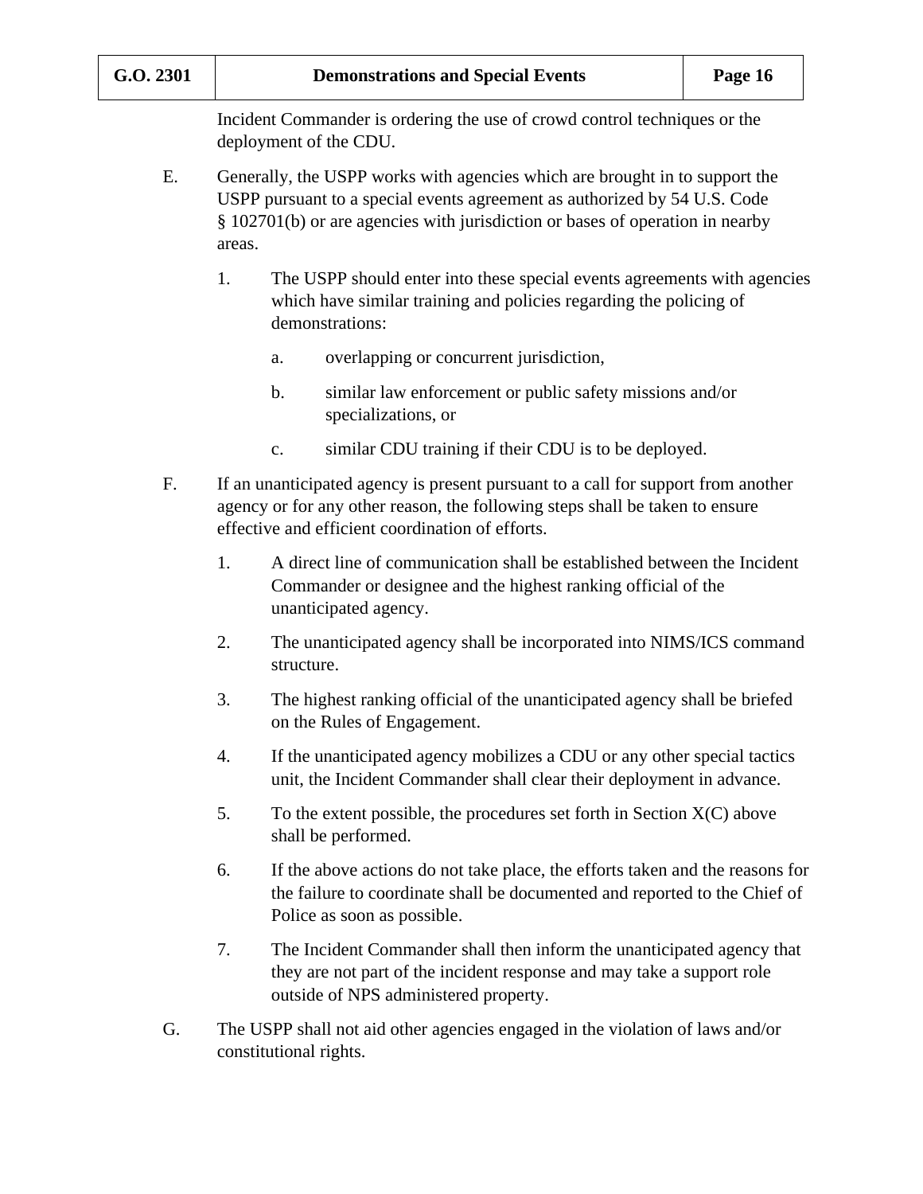Incident Commander is ordering the use of crowd control techniques or the deployment of the CDU.

E. Generally, the USPP works with agencies which are brought in to support the USPP pursuant to a special events agreement as authorized by 54 U.S. Code § 102701(b) or are agencies with jurisdiction or bases of operation in nearby areas.

   1. The USPP should enter into these special events agreements with agencies which have similar training and policies regarding the policing of demonstrations:

      a. overlapping or concurrent jurisdiction,

      b. similar law enforcement or public safety missions and/or specializations, or

      c. similar CDU training if their CDU is to be deployed.

F. If an unanticipated agency is present pursuant to a call for support from another agency or for any other reason, the following steps shall be taken to ensure effective and efficient coordination of efforts.

   1. A direct line of communication shall be established between the Incident Commander or designee and the highest ranking official of the unanticipated agency.

   2. The unanticipated agency shall be incorporated into NIMS/ICS command structure.

   3. The highest ranking official of the unanticipated agency shall be briefed on the Rules of Engagement.

   4. If the unanticipated agency mobilizes a CDU or any other special tactics unit, the Incident Commander shall clear their deployment in advance.

   5. To the extent possible, the procedures set forth in Section X(C) above shall be performed.

   6. If the above actions do not take place, the efforts taken and the reasons for the failure to coordinate shall be documented and reported to the Chief of Police as soon as possible.

   7. The Incident Commander shall then inform the unanticipated agency that they are not part of the incident response and may take a support role outside of NPS administered property.

G. The USPP shall not aid other agencies engaged in the violation of laws and/or constitutional rights.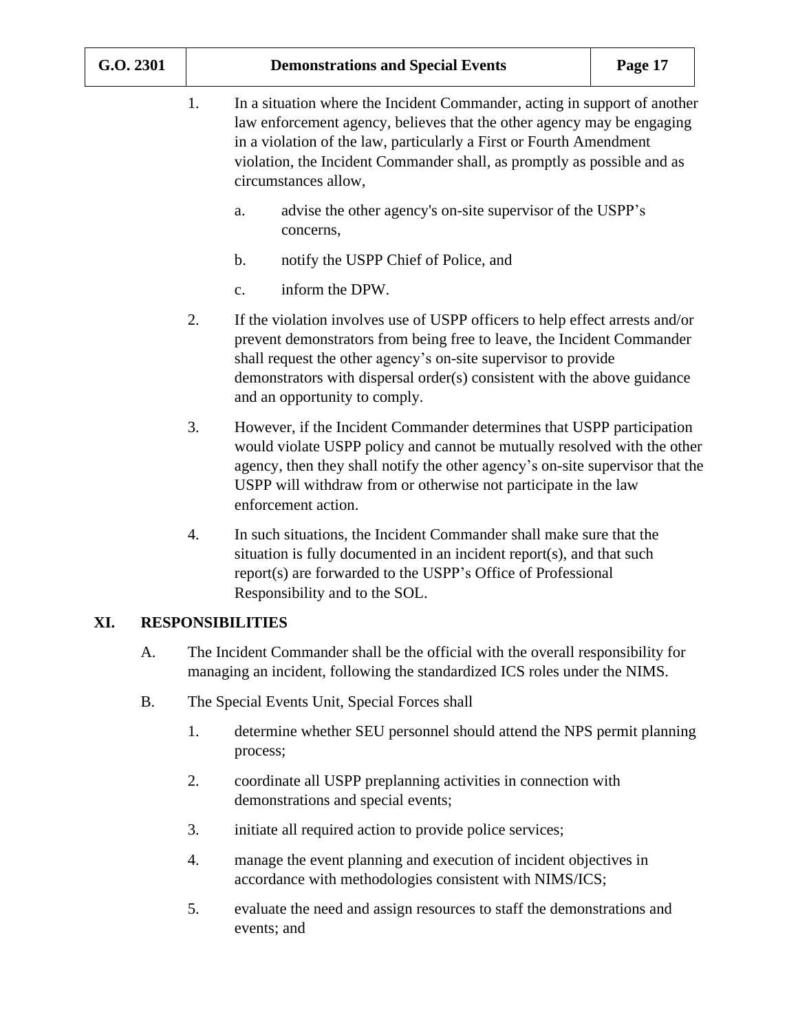1. In a situation where the Incident Commander, acting in support of another law enforcement agency, believes that the other agency may be engaging in a violation of the law, particularly a First or Fourth Amendment violation, the Incident Commander shall, as promptly as possible and as circumstances allow,

   a. advise the other agency's on-site supervisor of the USPP's concerns,

   b. notify the USPP Chief of Police, and

   c. inform the DPW.

2. If the violation involves use of USPP officers to help effect arrests and/or prevent demonstrators from being free to leave, the Incident Commander shall request the other agency's on-site supervisor to provide demonstrators with dispersal order(s) consistent with the above guidance and an opportunity to comply.

3. However, if the Incident Commander determines that USPP participation would violate USPP policy and cannot be mutually resolved with the other agency, then they shall notify the other agency's on-site supervisor that the USPP will withdraw from or otherwise not participate in the law enforcement action.

4. In such situations, the Incident Commander shall make sure that the situation is fully documented in an incident report(s), and that such report(s) are forwarded to the USPP's Office of Professional Responsibility and to the SOL.

## XI. RESPONSIBILITIES

A. The Incident Commander shall be the official with the overall responsibility for managing an incident, following the standardized ICS roles under the NIMS.

B. The Special Events Unit, Special Forces shall

   1. determine whether SEU personnel should attend the NPS permit planning process;

   2. coordinate all USPP preplanning activities in connection with demonstrations and special events;

   3. initiate all required action to provide police services;

   4. manage the event planning and execution of incident objectives in accordance with methodologies consistent with NIMS/ICS;

   5. evaluate the need and assign resources to staff the demonstrations and events; and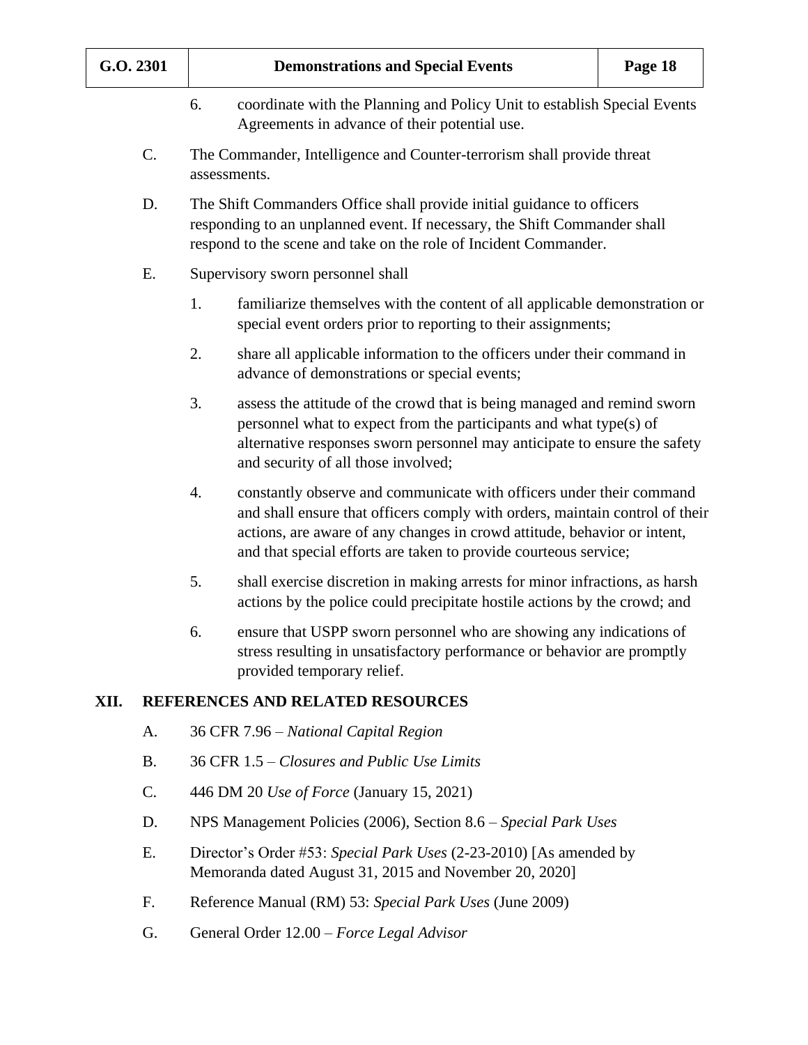6. coordinate with the Planning and Policy Unit to establish Special Events Agreements in advance of their potential use.

C. The Commander, Intelligence and Counter-terrorism shall provide threat assessments.

D. The Shift Commanders Office shall provide initial guidance to officers responding to an unplanned event. If necessary, the Shift Commander shall respond to the scene and take on the role of Incident Commander.

E. Supervisory sworn personnel shall

1. familiarize themselves with the content of all applicable demonstration or special event orders prior to reporting to their assignments;

2. share all applicable information to the officers under their command in advance of demonstrations or special events;

3. assess the attitude of the crowd that is being managed and remind sworn personnel what to expect from the participants and what type(s) of alternative responses sworn personnel may anticipate to ensure the safety and security of all those involved;

4. constantly observe and communicate with officers under their command and shall ensure that officers comply with orders, maintain control of their actions, are aware of any changes in crowd attitude, behavior or intent, and that special efforts are taken to provide courteous service;

5. shall exercise discretion in making arrests for minor infractions, as harsh actions by the police could precipitate hostile actions by the crowd; and

6. ensure that USPP sworn personnel who are showing any indications of stress resulting in unsatisfactory performance or behavior are promptly provided temporary relief.

## XII. REFERENCES AND RELATED RESOURCES

A. 36 CFR 7.96 – *National Capital Region*

B. 36 CFR 1.5 – *Closures and Public Use Limits*

C. 446 DM 20 *Use of Force* (January 15, 2021)

D. NPS Management Policies (2006), Section 8.6 – *Special Park Uses*

E. Director's Order #53: *Special Park Uses* (2-23-2010) [As amended by Memoranda dated August 31, 2015 and November 20, 2020]

F. Reference Manual (RM) 53: *Special Park Uses* (June 2009)

G. General Order 12.00 – *Force Legal Advisor*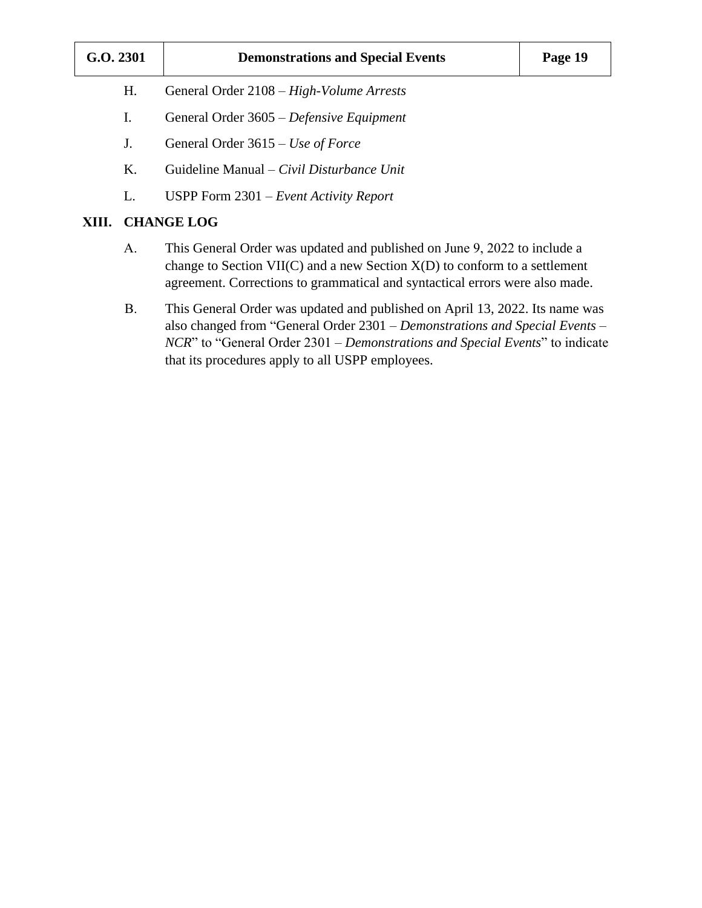H. General Order 2108 – *High-Volume Arrests*

I. General Order 3605 – *Defensive Equipment*

J. General Order 3615 – *Use of Force*

K. Guideline Manual – *Civil Disturbance Unit*

L. USPP Form 2301 – *Event Activity Report*

## XIII. CHANGE LOG

A. This General Order was updated and published on June 9, 2022 to include a change to Section VII(C) and a new Section X(D) to conform to a settlement agreement. Corrections to grammatical and syntactical errors were also made.

B. This General Order was updated and published on April 13, 2022. Its name was also changed from "General Order 2301 – *Demonstrations and Special Events – NCR*" to "General Order 2301 – *Demonstrations and Special Events*" to indicate that its procedures apply to all USPP employees.